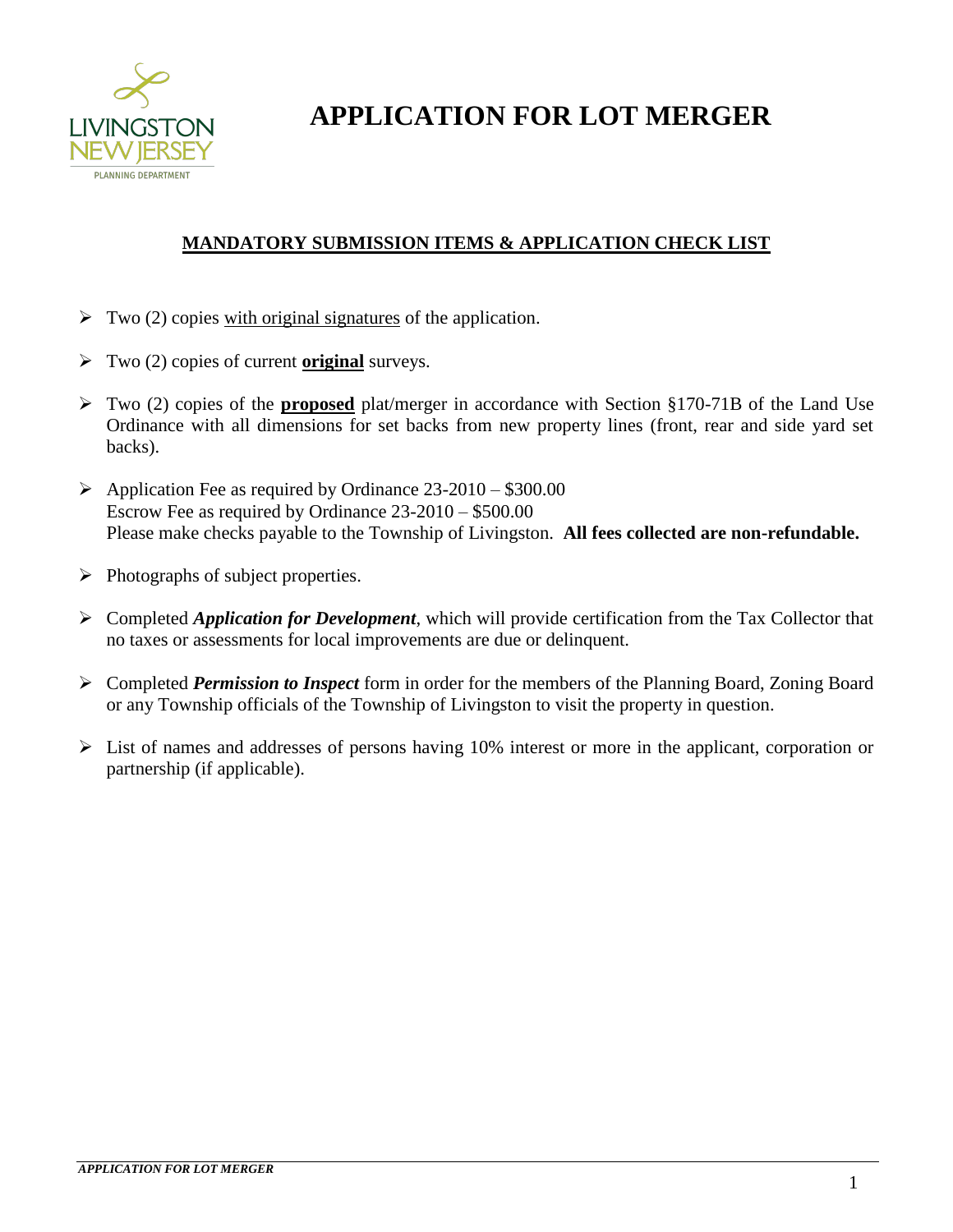LIVINGSTON NEW JERSEY
PLANNING DEPARTMENT

# APPLICATION FOR LOT MERGER

## MANDATORY SUBMISSION ITEMS & APPLICATION CHECK LIST

- Two (2) copies with original signatures of the application.
- Two (2) copies of current **original** surveys.
- Two (2) copies of the **proposed** plat/merger in accordance with Section §170-71B of the Land Use Ordinance with all dimensions for set backs from new property lines (front, rear and side yard set backs).
- Application Fee as required by Ordinance 23-2010 – $300.00
  Escrow Fee as required by Ordinance 23-2010 – $500.00
  Please make checks payable to the Township of Livingston. **All fees collected are non-refundable.**
- Photographs of subject properties.
- Completed ***Application for Development***, which will provide certification from the Tax Collector that no taxes or assessments for local improvements are due or delinquent.
- Completed ***Permission to Inspect*** form in order for the members of the Planning Board, Zoning Board or any Township officials of the Township of Livingston to visit the property in question.
- List of names and addresses of persons having 10% interest or more in the applicant, corporation or partnership (if applicable).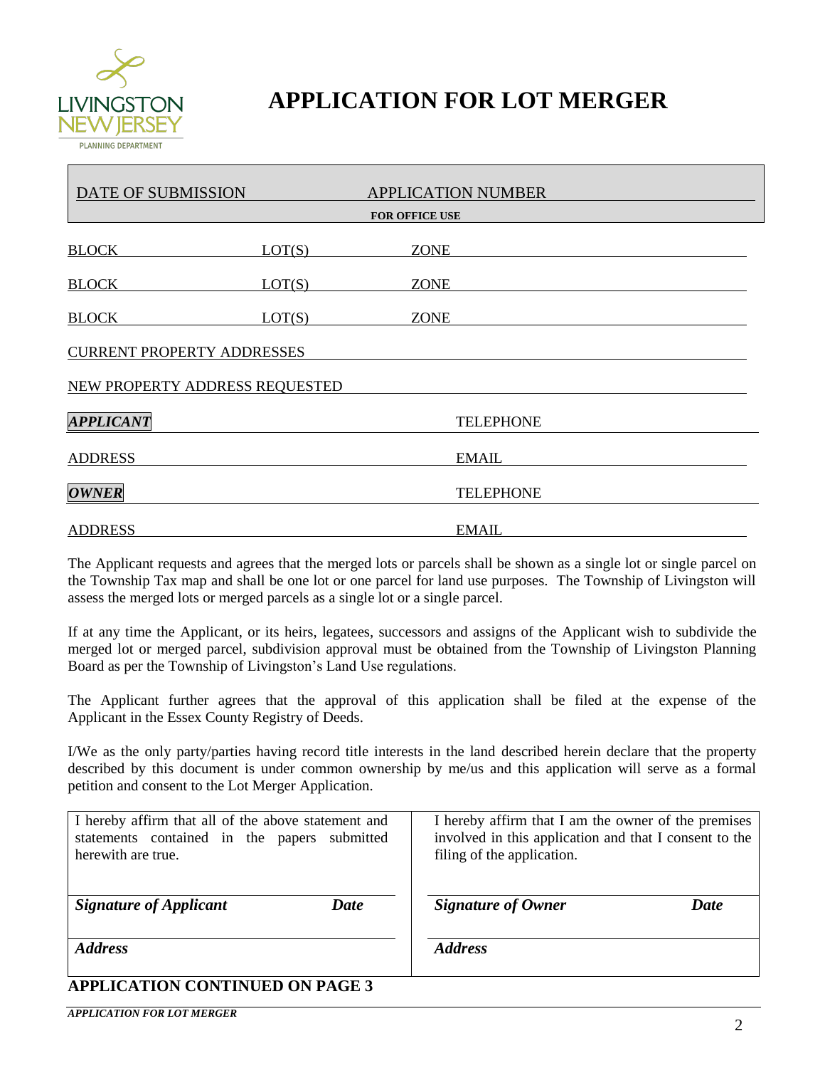LIVINGSTON NEW JERSEY
PLANNING DEPARTMENT

# APPLICATION FOR LOT MERGER

| DATE OF SUBMISSION | APPLICATION NUMBER |
|---|---|
| | FOR OFFICE USE |

BLOCK ______ LOT(S) ______ ZONE ______

BLOCK ______ LOT(S) ______ ZONE ______

BLOCK ______ LOT(S) ______ ZONE ______

CURRENT PROPERTY ADDRESSES ______

NEW PROPERTY ADDRESS REQUESTED ______

***APPLICANT*** ______ TELEPHONE ______

ADDRESS ______ EMAIL ______

***OWNER*** ______ TELEPHONE ______

ADDRESS ______ EMAIL ______

The Applicant requests and agrees that the merged lots or parcels shall be shown as a single lot or single parcel on the Township Tax map and shall be one lot or one parcel for land use purposes. The Township of Livingston will assess the merged lots or merged parcels as a single lot or a single parcel.

If at any time the Applicant, or its heirs, legatees, successors and assigns of the Applicant wish to subdivide the merged lot or merged parcel, subdivision approval must be obtained from the Township of Livingston Planning Board as per the Township of Livingston's Land Use regulations.

The Applicant further agrees that the approval of this application shall be filed at the expense of the Applicant in the Essex County Registry of Deeds.

I/We as the only party/parties having record title interests in the land described herein declare that the property described by this document is under common ownership by me/us and this application will serve as a formal petition and consent to the Lot Merger Application.

| I hereby affirm that all of the above statement and statements contained in the papers submitted herewith are true. | I hereby affirm that I am the owner of the premises involved in this application and that I consent to the filing of the application. |
|---|---|
| ***Signature of Applicant*** ______ ***Date*** | ***Signature of Owner*** ______ ***Date*** |
| ***Address*** | ***Address*** |

**APPLICATION CONTINUED ON PAGE 3**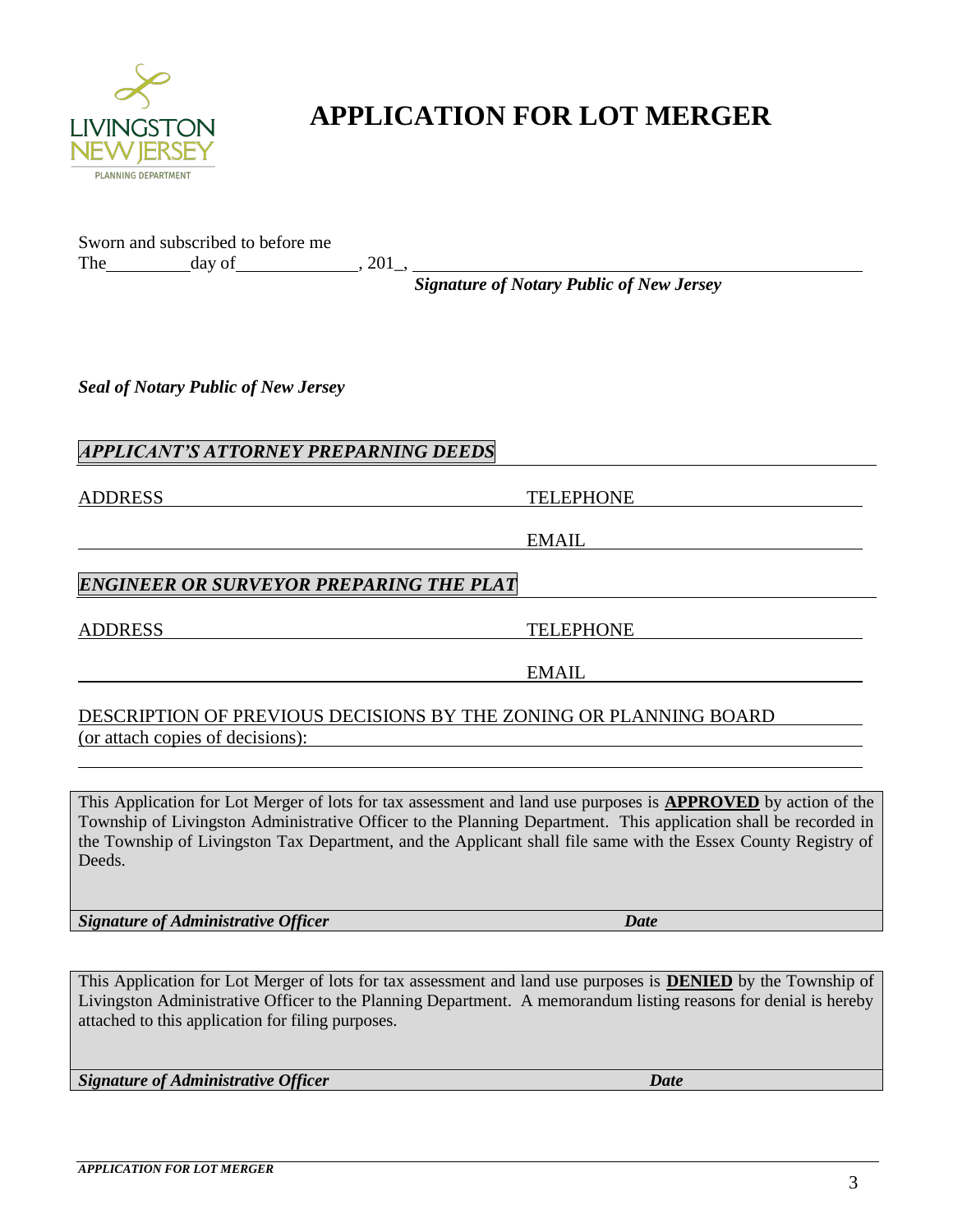LIVINGSTON NEW JERSEY

PLANNING DEPARTMENT

# APPLICATION FOR LOT MERGER

Sworn and subscribed to before me
The\_\_\_\_\_\_\_\_\_\_day of\_\_\_\_\_\_\_\_\_\_\_\_\_\_, 201\_, \_\_\_\_\_\_\_\_\_\_\_\_\_\_\_\_\_\_\_\_\_\_\_\_\_\_\_\_\_\_\_\_\_\_\_\_\_\_\_\_\_\_\_\_\_\_

***Signature of Notary Public of New Jersey***

***Seal of Notary Public of New Jersey***

***APPLICANT'S ATTORNEY PREPARNING DEEDS*** \_\_\_\_\_\_\_\_\_\_\_\_\_\_\_\_\_\_\_\_\_\_\_\_\_\_\_\_\_\_\_\_\_\_\_\_\_\_\_\_\_\_\_\_\_\_\_

ADDRESS \_\_\_\_\_\_\_\_\_\_\_\_\_\_\_\_\_\_\_\_\_\_\_\_\_\_\_\_\_\_\_\_\_\_\_\_\_\_\_\_ TELEPHONE \_\_\_\_\_\_\_\_\_\_\_\_\_\_\_\_\_\_\_\_\_\_\_\_\_\_

\_\_\_\_\_\_\_\_\_\_\_\_\_\_\_\_\_\_\_\_\_\_\_\_\_\_\_\_\_\_\_\_\_\_\_\_\_\_\_\_\_\_\_\_\_\_\_\_\_\_\_\_\_\_\_ EMAIL \_\_\_\_\_\_\_\_\_\_\_\_\_\_\_\_\_\_\_\_\_\_\_\_\_\_\_\_\_\_\_\_\_\_

***ENGINEER OR SURVEYOR PREPARING THE PLAT*** \_\_\_\_\_\_\_\_\_\_\_\_\_\_\_\_\_\_\_\_\_\_\_\_\_\_\_\_\_\_\_\_\_\_\_\_\_\_\_\_\_\_

ADDRESS \_\_\_\_\_\_\_\_\_\_\_\_\_\_\_\_\_\_\_\_\_\_\_\_\_\_\_\_\_\_\_\_\_\_\_\_\_\_\_\_ TELEPHONE \_\_\_\_\_\_\_\_\_\_\_\_\_\_\_\_\_\_\_\_\_\_\_\_\_\_

\_\_\_\_\_\_\_\_\_\_\_\_\_\_\_\_\_\_\_\_\_\_\_\_\_\_\_\_\_\_\_\_\_\_\_\_\_\_\_\_\_\_\_\_\_\_\_\_\_\_\_\_\_\_\_ EMAIL \_\_\_\_\_\_\_\_\_\_\_\_\_\_\_\_\_\_\_\_\_\_\_\_\_\_\_\_\_\_\_\_\_\_

DESCRIPTION OF PREVIOUS DECISIONS BY THE ZONING OR PLANNING BOARD
(or attach copies of decisions): \_\_\_\_\_\_\_\_\_\_\_\_\_\_\_\_\_\_\_\_\_\_\_\_\_\_\_\_\_\_\_\_\_\_\_\_\_\_\_\_\_\_\_\_\_\_\_\_\_\_\_\_\_\_\_\_\_\_\_\_\_\_\_\_\_\_\_\_

\_\_\_\_\_\_\_\_\_\_\_\_\_\_\_\_\_\_\_\_\_\_\_\_\_\_\_\_\_\_\_\_\_\_\_\_\_\_\_\_\_\_\_\_\_\_\_\_\_\_\_\_\_\_\_\_\_\_\_\_\_\_\_\_\_\_\_\_\_\_\_\_\_\_\_\_\_\_\_\_\_\_\_\_\_\_\_\_\_\_\_\_\_\_\_\_\_\_\_\_\_

This Application for Lot Merger of lots for tax assessment and land use purposes is **APPROVED** by action of the Township of Livingston Administrative Officer to the Planning Department. This application shall be recorded in the Township of Livingston Tax Department, and the Applicant shall file same with the Essex County Registry of Deeds.

***Signature of Administrative Officer*** ***Date***

This Application for Lot Merger of lots for tax assessment and land use purposes is **DENIED** by the Township of Livingston Administrative Officer to the Planning Department. A memorandum listing reasons for denial is hereby attached to this application for filing purposes.

***Signature of Administrative Officer*** ***Date***